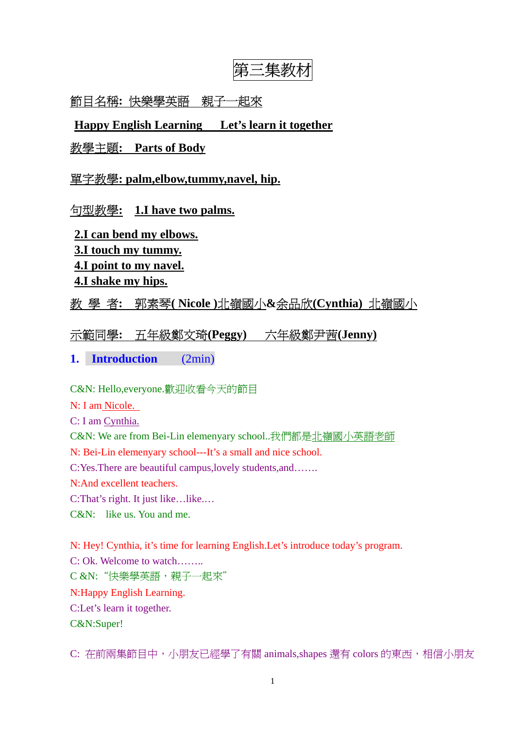# 第三集教材

節目名稱: 快樂學英語　親子一起來

**Happy English Learning　Let's learn it together**

教學主題:　**Parts of Body**

單字教學: **palm,elbow,tummy,navel, hip.**

句型教學:　**1.I have two palms.**

**2.I can bend my elbows.**
**3.I touch my tummy.**
**4.I point to my navel.**
**4.I shake my hips.**

教 學 者:　郭素琴( **Nicole** )北嶺國小&余品欣(**Cynthia**) 北嶺國小

示範同學:　五年級鄭文琦(**Peggy**)　六年級鄭尹茜(**Jenny**)

## 1. Introduction　(2min)

C&N: Hello,everyone.歡迎收看今天的節目
N: I am Nicole.
C: I am Cynthia.
C&N: We are from Bei-Lin elemenyary school..我們都是北嶺國小英語老師
N: Bei-Lin elemenyary school---It's a small and nice school.
C:Yes.There are beautiful campus,lovely students,and…….
N:And excellent teachers.
C:That's right. It just like…like.…
C&N:　like us. You and me.

N: Hey! Cynthia, it's time for learning English.Let's introduce today's program.
C: Ok. Welcome to watch……..
C &N: "快樂學英語，親子一起來"
N:Happy English Learning.
C:Let's learn it together.
C&N:Super!

C: 在前兩集節目中，小朋友已經學了有關 animals,shapes 還有 colors 的東西，相信小朋友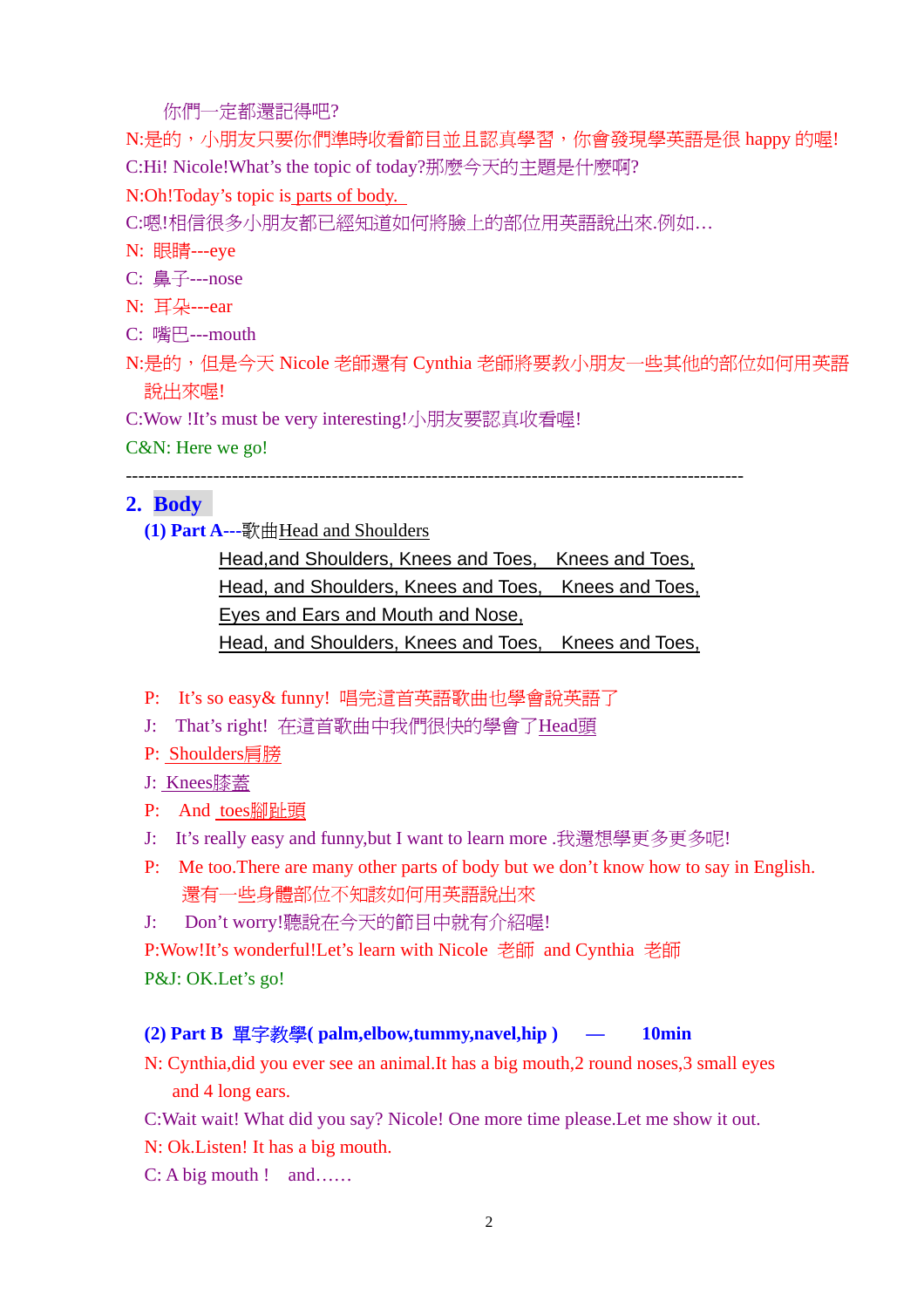你們一定都還記得吧?

N:是的，小朋友只要你們準時收看節目並且認真學習，你會發現學英語是很 happy 的喔!

C:Hi! Nicole!What's the topic of today?那麼今天的主題是什麼啊?

N:Oh!Today's topic is parts of body.

C:嗯!相信很多小朋友都已經知道如何將臉上的部位用英語說出來.例如…

N: 眼睛---eye

C: 鼻子---nose

N: 耳朵---ear

C: 嘴巴---mouth

N:是的，但是今天 Nicole 老師還有 Cynthia 老師將要教小朋友一些其他的部位如何用英語說出來喔!

C:Wow !It's must be very interesting!小朋友要認真收看喔!

C&N: Here we go!

---

## 2. Body

**(1) Part A**---歌曲Head and Shoulders

Head,and Shoulders, Knees and Toes, Knees and Toes,
Head, and Shoulders, Knees and Toes, Knees and Toes,
Eyes and Ears and Mouth and Nose,
Head, and Shoulders, Knees and Toes, Knees and Toes,

P: It's so easy& funny! 唱完這首英語歌曲也學會說英語了

J: That's right! 在這首歌曲中我們很快的學會了Head頭

P: Shoulders肩膀

J: Knees膝蓋

P: And toes腳趾頭

J: It's really easy and funny,but I want to learn more .我還想學更多更多呢!

P: Me too.There are many other parts of body but we don't know how to say in English. 還有一些身體部位不知該如何用英語說出來

J: Don't worry!聽說在今天的節目中就有介紹喔!

P:Wow!It's wonderful!Let's learn with Nicole 老師 and Cynthia 老師

P&J: OK.Let's go!

**(2) Part B 單字教學( palm,elbow,tummy,navel,hip ) — 10min**

N: Cynthia,did you ever see an animal.It has a big mouth,2 round noses,3 small eyes and 4 long ears.

C:Wait wait! What did you say? Nicole! One more time please.Let me show it out.

N: Ok.Listen! It has a big mouth.

C: A big mouth ! and……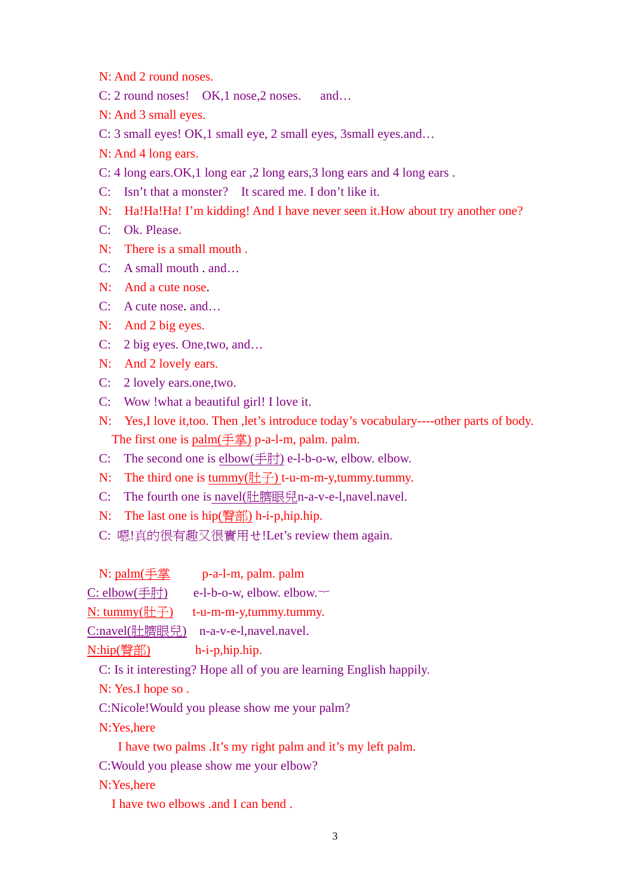N: And 2 round noses.

C: 2 round noses!  OK,1 nose,2 noses.  and…

N: And 3 small eyes.

C: 3 small eyes! OK,1 small eye, 2 small eyes, 3small eyes.and…

N: And 4 long ears.

C: 4 long ears.OK,1 long ear ,2 long ears,3 long ears and 4 long ears .

C:  Isn't that a monster?  It scared me. I don't like it.

N:  Ha!Ha!Ha! I'm kidding! And I have never seen it.How about try another one?

C:  Ok. Please.

N:  There is a small mouth .

C:  A small mouth . and…

N:  And a cute nose.

C:  A cute nose. and…

N:  And 2 big eyes.

C:  2 big eyes. One,two, and…

N:  And 2 lovely ears.

C:  2 lovely ears.one,two.

C:  Wow !what a beautiful girl! I love it.

N:  Yes,I love it,too. Then ,let's introduce today's vocabulary----other parts of body.
The first one is palm(手掌) p-a-l-m, palm. palm.

C:  The second one is elbow(手肘) e-l-b-o-w, elbow. elbow.

N:  The third one is tummy(肚子) t-u-m-m-y,tummy.tummy.

C:  The fourth one is navel(肚臍眼兒n-a-v-e-l,navel.navel.

N:  The last one is hip(臀部) h-i-p,hip.hip.

C:  嗯!真的很有趣又很實用せ!Let's review them again.

N: palm(手掌  p-a-l-m, palm. palm

C: elbow(手肘)  e-l-b-o-w, elbow. elbow.

N: tummy(肚子)  t-u-m-m-y,tummy.tummy.

C:navel(肚臍眼兒)  n-a-v-e-l,navel.navel.

N:hip(臀部)  h-i-p,hip.hip.

C: Is it interesting? Hope all of you are learning English happily.

N: Yes.I hope so .

C:Nicole!Would you please show me your palm?

N:Yes,here
I have two palms .It's my right palm and it's my left palm.

C:Would you please show me your elbow?

N:Yes,here
I have two elbows .and I can bend .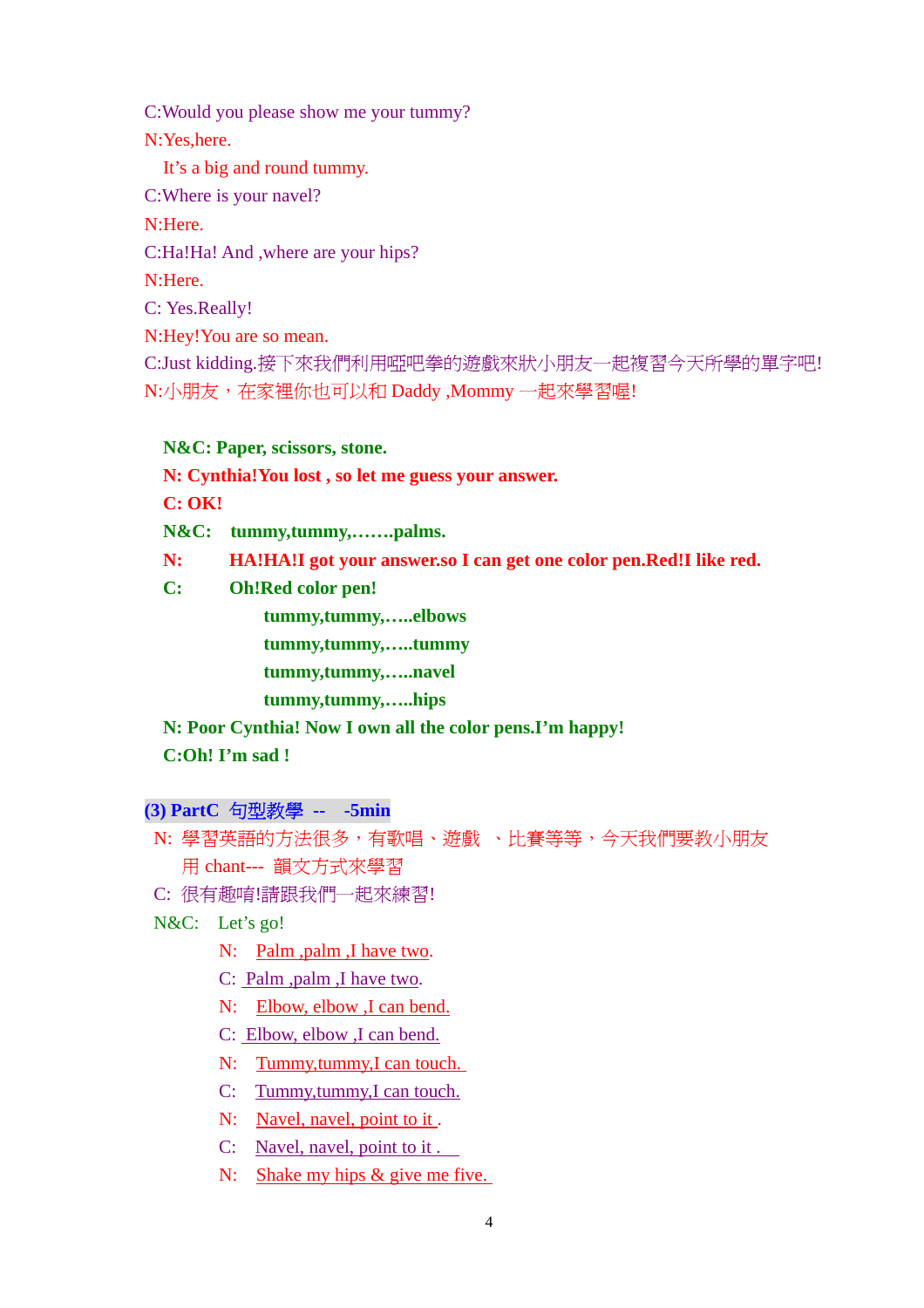C:Would you please show me your tummy?

N:Yes,here.

It's a big and round tummy.

C:Where is your navel?

N:Here.

C:Ha!Ha! And ,where are your hips?

N:Here.

C: Yes.Really!

N:Hey!You are so mean.

C:Just kidding.接下來我們利用啞吧拳的遊戲來狀小朋友一起複習今天所學的單字吧!

N:小朋友，在家裡你也可以和 Daddy ,Mommy 一起來學習喔!

**N&C: Paper, scissors, stone.**

**N: Cynthia!You lost , so let me guess your answer.**

**C: OK!**

**N&C: tummy,tummy,…….palms.**

**N: HA!HA!I got your answer.so I can get one color pen.Red!I like red.**

**C: Oh!Red color pen!**

**tummy,tummy,…..elbows**

**tummy,tummy,…..tummy**

**tummy,tummy,…..navel**

**tummy,tummy,…..hips**

**N: Poor Cynthia! Now I own all the color pens.I'm happy!**

**C:Oh! I'm sad !**

### (3) PartC 句型教學 -- -5min

N: 學習英語的方法很多，有歌唱、遊戲 、比賽等等，今天我們要教小朋友用 chant--- 韻文方式來學習

C: 很有趣唷!請跟我們一起來練習!

N&C: Let's go!

N: Palm ,palm ,I have two.

C: Palm ,palm ,I have two.

N: Elbow, elbow ,I can bend.

C: Elbow, elbow ,I can bend.

N: Tummy,tummy,I can touch.

C: Tummy,tummy,I can touch.

N: Navel, navel, point to it .

C: Navel, navel, point to it .

N: Shake my hips & give me five.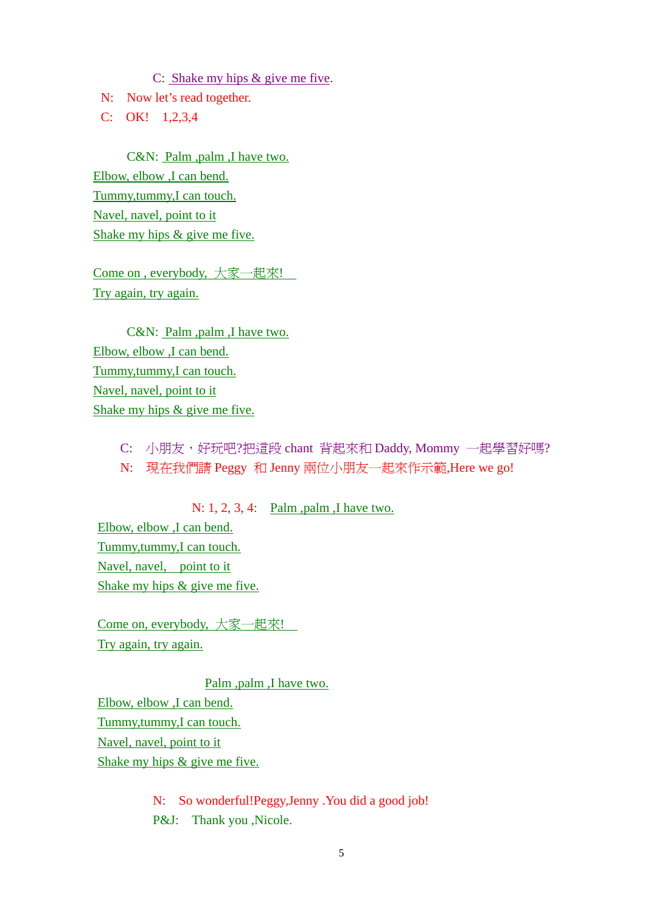C: Shake my hips & give me five.

N: Now let's read together.

C: OK! 1,2,3,4

C&N: Palm ,palm ,I have two.
Elbow, elbow ,I can bend.
Tummy,tummy,I can touch.
Navel, navel, point to it
Shake my hips & give me five.

Come on , everybody, 大家一起來!
Try again, try again.

C&N: Palm ,palm ,I have two.
Elbow, elbow ,I can bend.
Tummy,tummy,I can touch.
Navel, navel, point to it
Shake my hips & give me five.

C: 小朋友，好玩吧?把這段 chant 背起來和 Daddy, Mommy 一起學習好嗎?

N: 現在我們請 Peggy 和 Jenny 兩位小朋友一起來作示範,Here we go!

N: 1, 2, 3, 4: Palm ,palm ,I have two.
Elbow, elbow ,I can bend.
Tummy,tummy,I can touch.
Navel, navel, point to it
Shake my hips & give me five.

Come on, everybody, 大家一起來!
Try again, try again.

Palm ,palm ,I have two.
Elbow, elbow ,I can bend.
Tummy,tummy,I can touch.
Navel, navel, point to it
Shake my hips & give me five.

N: So wonderful!Peggy,Jenny .You did a good job!

P&J: Thank you ,Nicole.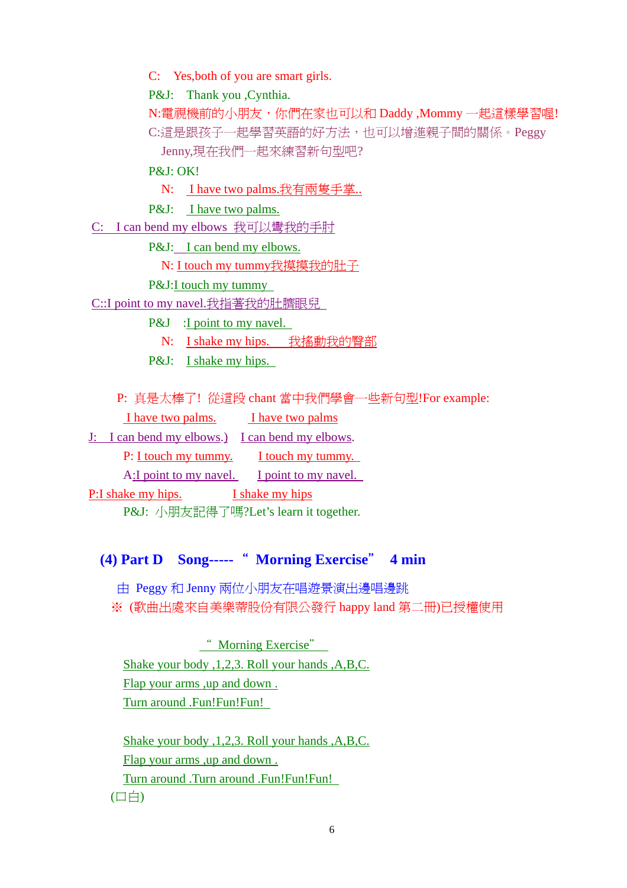C: Yes,both of you are smart girls.

P&J: Thank you ,Cynthia.

N:電視機前的小朋友，你們在家也可以和 Daddy ,Mommy 一起這樣學習喔!

C:這是跟孩子一起學習英語的好方法，也可以增進親子間的關係。Peggy Jenny,現在我們一起來練習新句型吧?

P&J: OK!

N: I have two palms.我有兩隻手掌..

P&J: I have two palms.

C: I can bend my elbows 我可以彎我的手肘

P&J: I can bend my elbows.

N: I touch my tummy我摸摸我的肚子

P&J:I touch my tummy

C::I point to my navel.我指著我的肚臍眼兒

P&J :I point to my navel.

N: I shake my hips. 我搖動我的臀部

P&J: I shake my hips.

P: 真是太棒了! 從這段 chant 當中我們學會一些新句型!For example:

I have two palms. I have two palms

J: I can bend my elbows.) I can bend my elbows.

P: I touch my tummy. I touch my tummy.

A:I point to my navel. I point to my navel.

P:I shake my hips. I shake my hips

P&J: 小朋友記得了嗎?Let's learn it together.

## (4) Part D Song----- " Morning Exercise" 4 min

由 Peggy 和 Jenny 兩位小朋友在唱遊景演出邊唱邊跳

※ (歌曲出處來自美樂蒂股份有限公發行 happy land 第二冊)已授權使用

" Morning Exercise"

Shake your body ,1,2,3. Roll your hands ,A,B,C.
Flap your arms ,up and down .
Turn around .Fun!Fun!Fun!

Shake your body ,1,2,3. Roll your hands ,A,B,C.
Flap your arms ,up and down .
Turn around .Turn around .Fun!Fun!Fun!

(口白)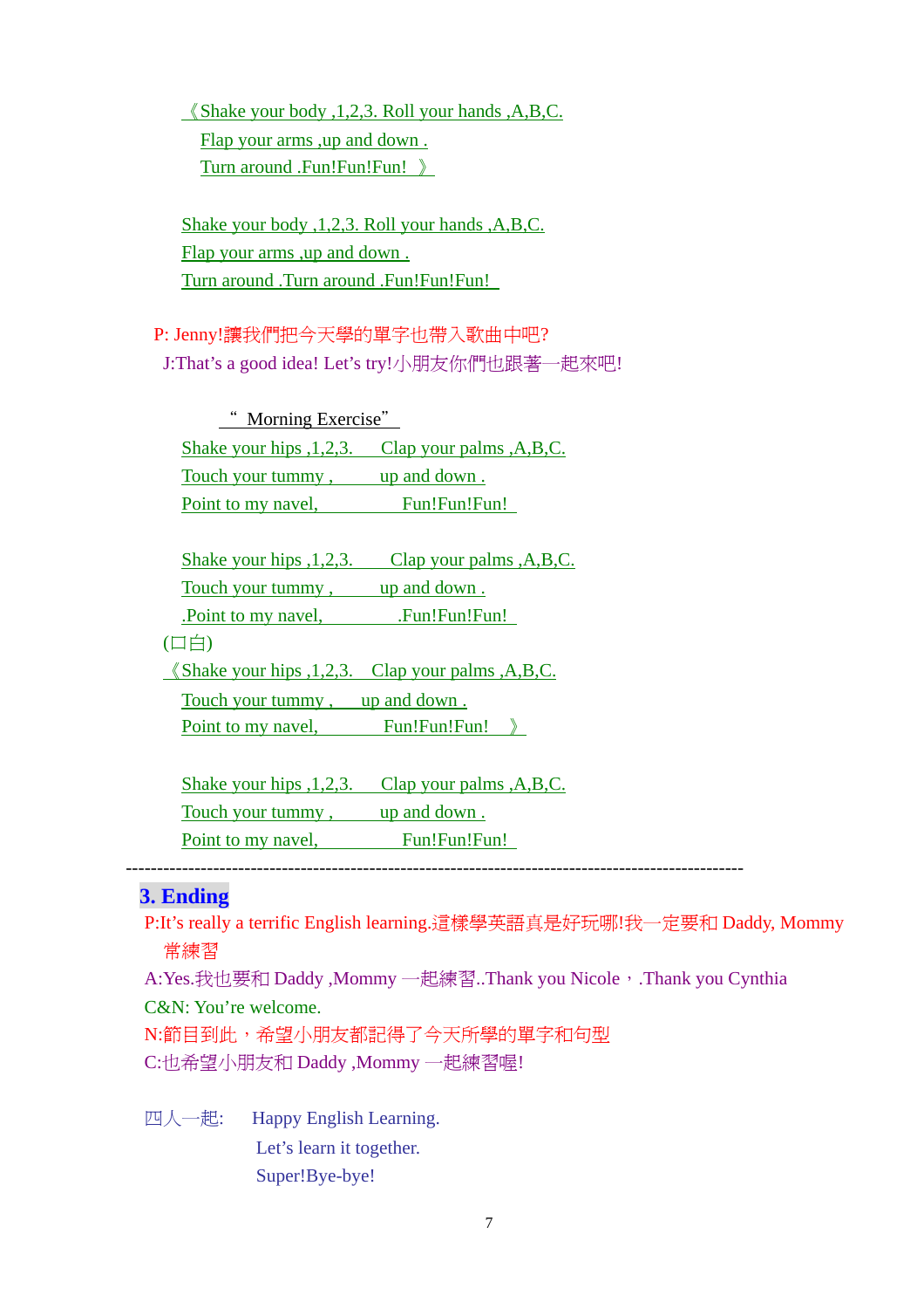《Shake your body ,1,2,3. Roll your hands ,A,B,C.
Flap your arms ,up and down .
Turn around .Fun!Fun!Fun! 》

Shake your body ,1,2,3. Roll your hands ,A,B,C.
Flap your arms ,up and down .
Turn around .Turn around .Fun!Fun!Fun!

P: Jenny!讓我們把今天學的單字也帶入歌曲中吧?
J:That’s a good idea! Let’s try!小朋友你們也跟著一起來吧!

“ Morning Exercise”

Shake your hips ,1,2,3. Clap your palms ,A,B,C.
Touch your tummy , up and down .
Point to my navel, Fun!Fun!Fun!

Shake your hips ,1,2,3. Clap your palms ,A,B,C.
Touch your tummy , up and down .
.Point to my navel, .Fun!Fun!Fun!

(口白)

《Shake your hips ,1,2,3. Clap your palms ,A,B,C.
Touch your tummy , up and down .
Point to my navel, Fun!Fun!Fun! 》

Shake your hips ,1,2,3. Clap your palms ,A,B,C.
Touch your tummy , up and down .
Point to my navel, Fun!Fun!Fun!

---

## 3. Ending

P:It’s really a terrific English learning.這樣學英語真是好玩哪!我一定要和 Daddy, Mommy 常練習

A:Yes.我也要和 Daddy ,Mommy 一起練習..Thank you Nicole，.Thank you Cynthia

C&N: You’re welcome.

N:節目到此，希望小朋友都記得了今天所學的單字和句型

C:也希望小朋友和 Daddy ,Mommy 一起練習喔!

四人一起: Happy English Learning.
Let’s learn it together.
Super!Bye-bye!